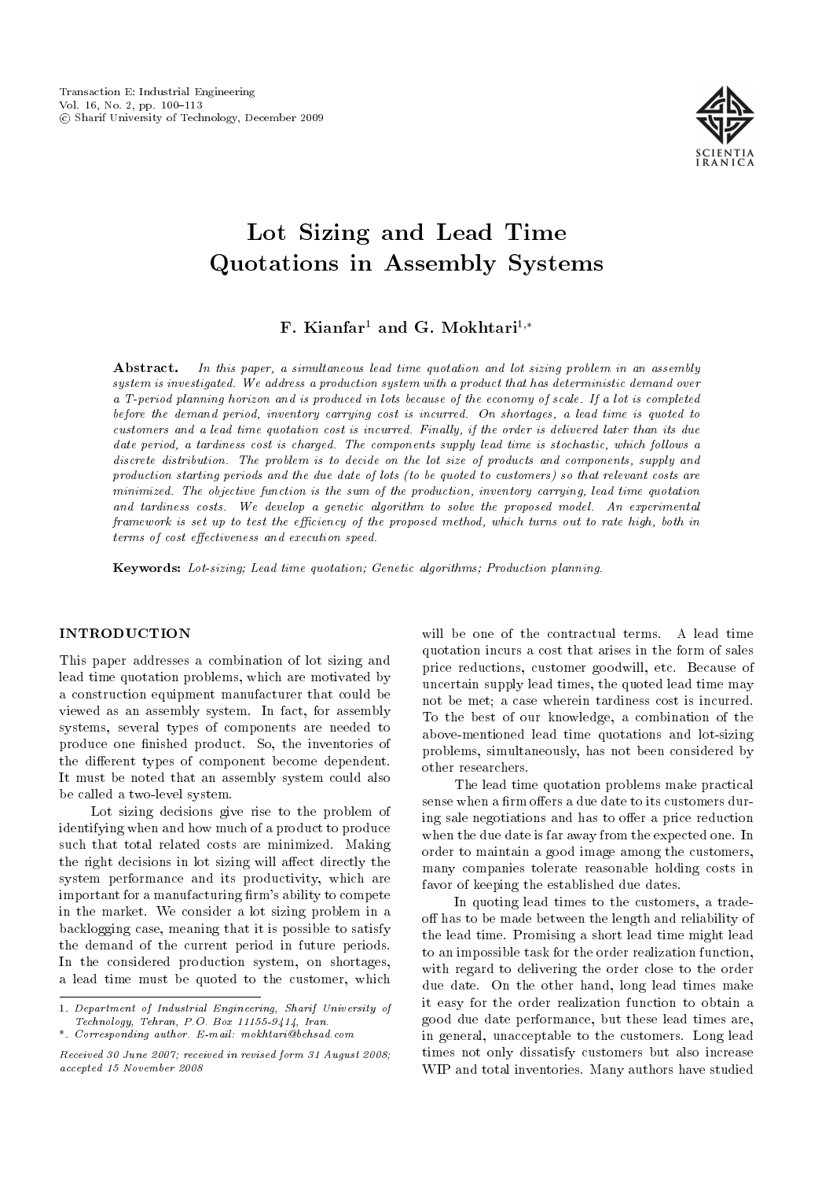# Lot Sizing and Lead Time Quotations in Assembly Systems

**F. Kianfar[1] and G. Mokhtari[1,*]**

**Abstract.** *In this paper, a simultaneous lead time quotation and lot sizing problem in an assembly system is investigated. We address a production system with a product that has deterministic demand over a T-period planning horizon and is produced in lots because of the economy of scale. If a lot is completed before the demand period, inventory carrying cost is incurred. On shortages, a lead time is quoted to customers and a lead time quotation cost is incurred. Finally, if the order is delivered later than its due date period, a tardiness cost is charged. The components supply lead time is stochastic, which follows a discrete distribution. The problem is to decide on the lot size of products and components, supply and production starting periods and the due date of lots (to be quoted to customers) so that relevant costs are minimized. The objective function is the sum of the production, inventory carrying, lead time quotation and tardiness costs. We develop a genetic algorithm to solve the proposed model. An experimental framework is set up to test the efficiency of the proposed method, which turns out to rate high, both in terms of cost effectiveness and execution speed.*

**Keywords:** *Lot-sizing; Lead time quotation; Genetic algorithms; Production planning.*

## INTRODUCTION

This paper addresses a combination of lot sizing and lead time quotation problems, which are motivated by a construction equipment manufacturer that could be viewed as an assembly system. In fact, for assembly systems, several types of components are needed to produce one finished product. So, the inventories of the different types of component become dependent. It must be noted that an assembly system could also be called a two-level system.

Lot sizing decisions give rise to the problem of identifying when and how much of a product to produce such that total related costs are minimized. Making the right decisions in lot sizing will affect directly the system performance and its productivity, which are important for a manufacturing firm's ability to compete in the market. We consider a lot sizing problem in a backlogging case, meaning that it is possible to satisfy the demand of the current period in future periods. In the considered production system, on shortages, a lead time must be quoted to the customer, which will be one of the contractual terms. A lead time quotation incurs a cost that arises in the form of sales price reductions, customer goodwill, etc. Because of uncertain supply lead times, the quoted lead time may not be met; a case wherein tardiness cost is incurred. To the best of our knowledge, a combination of the above-mentioned lead time quotations and lot-sizing problems, simultaneously, has not been considered by other researchers.

The lead time quotation problems make practical sense when a firm offers a due date to its customers during sale negotiations and has to offer a price reduction when the due date is far away from the expected one. In order to maintain a good image among the customers, many companies tolerate reasonable holding costs in favor of keeping the established due dates.

In quoting lead times to the customers, a trade-off has to be made between the length and reliability of the lead time. Promising a short lead time might lead to an impossible task for the order realization function, with regard to delivering the order close to the order due date. On the other hand, long lead times make it easy for the order realization function to obtain a good due date performance, but these lead times are, in general, unacceptable to the customers. Long lead times not only dissatisfy customers but also increase WIP and total inventories. Many authors have studied

---

1. *Department of Industrial Engineering, Sharif University of Technology, Tehran, P.O. Box 11155-9414, Iran.*

\*. *Corresponding author. E-mail: mokhtari@behsad.com*

*Received 30 June 2007; received in revised form 31 August 2008; accepted 15 November 2008*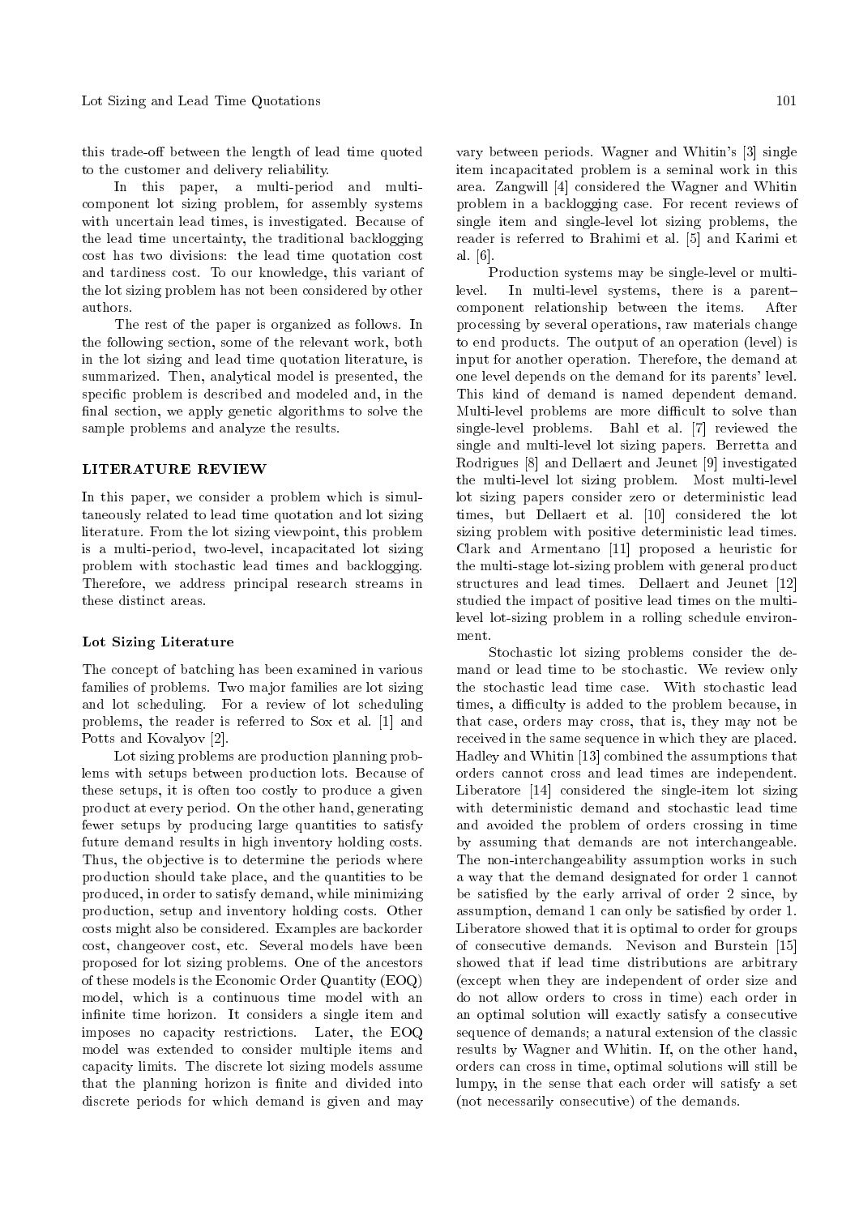this trade-off between the length of lead time quoted to the customer and delivery reliability.

In this paper, a multi-period and multi-component lot sizing problem, for assembly systems with uncertain lead times, is investigated. Because of the lead time uncertainty, the traditional backlogging cost has two divisions: the lead time quotation cost and tardiness cost. To our knowledge, this variant of the lot sizing problem has not been considered by other authors.

The rest of the paper is organized as follows. In the following section, some of the relevant work, both in the lot sizing and lead time quotation literature, is summarized. Then, analytical model is presented, the specific problem is described and modeled and, in the final section, we apply genetic algorithms to solve the sample problems and analyze the results.

## LITERATURE REVIEW

In this paper, we consider a problem which is simultaneously related to lead time quotation and lot sizing literature. From the lot sizing viewpoint, this problem is a multi-period, two-level, incapacitated lot sizing problem with stochastic lead times and backlogging. Therefore, we address principal research streams in these distinct areas.

### Lot Sizing Literature

The concept of batching has been examined in various families of problems. Two major families are lot sizing and lot scheduling. For a review of lot scheduling problems, the reader is referred to Sox et al. [1] and Potts and Kovalyov [2].

Lot sizing problems are production planning problems with setups between production lots. Because of these setups, it is often too costly to produce a given product at every period. On the other hand, generating fewer setups by producing large quantities to satisfy future demand results in high inventory holding costs. Thus, the objective is to determine the periods where production should take place, and the quantities to be produced, in order to satisfy demand, while minimizing production, setup and inventory holding costs. Other costs might also be considered. Examples are backorder cost, changeover cost, etc. Several models have been proposed for lot sizing problems. One of the ancestors of these models is the Economic Order Quantity (EOQ) model, which is a continuous time model with an infinite time horizon. It considers a single item and imposes no capacity restrictions. Later, the EOQ model was extended to consider multiple items and capacity limits. The discrete lot sizing models assume that the planning horizon is finite and divided into discrete periods for which demand is given and may vary between periods. Wagner and Whitin's [3] single item incapacitated problem is a seminal work in this area. Zangwill [4] considered the Wagner and Whitin problem in a backlogging case. For recent reviews of single item and single-level lot sizing problems, the reader is referred to Brahimi et al. [5] and Karimi et al. [6].

Production systems may be single-level or multi-level. In multi-level systems, there is a parent–component relationship between the items. After processing by several operations, raw materials change to end products. The output of an operation (level) is input for another operation. Therefore, the demand at one level depends on the demand for its parents' level. This kind of demand is named dependent demand. Multi-level problems are more difficult to solve than single-level problems. Bahl et al. [7] reviewed the single and multi-level lot sizing papers. Berretta and Rodrigues [8] and Dellaert and Jeunet [9] investigated the multi-level lot sizing problem. Most multi-level lot sizing papers consider zero or deterministic lead times, but Dellaert et al. [10] considered the lot sizing problem with positive deterministic lead times. Clark and Armentano [11] proposed a heuristic for the multi-stage lot-sizing problem with general product structures and lead times. Dellaert and Jeunet [12] studied the impact of positive lead times on the multi-level lot-sizing problem in a rolling schedule environment.

Stochastic lot sizing problems consider the demand or lead time to be stochastic. We review only the stochastic lead time case. With stochastic lead times, a difficulty is added to the problem because, in that case, orders may cross, that is, they may not be received in the same sequence in which they are placed. Hadley and Whitin [13] combined the assumptions that orders cannot cross and lead times are independent. Liberatore [14] considered the single-item lot sizing with deterministic demand and stochastic lead time and avoided the problem of orders crossing in time by assuming that demands are not interchangeable. The non-interchangeability assumption works in such a way that the demand designated for order 1 cannot be satisfied by the early arrival of order 2 since, by assumption, demand 1 can only be satisfied by order 1. Liberatore showed that it is optimal to order for groups of consecutive demands. Nevison and Burstein [15] showed that if lead time distributions are arbitrary (except when they are independent of order size and do not allow orders to cross in time) each order in an optimal solution will exactly satisfy a consecutive sequence of demands; a natural extension of the classic results by Wagner and Whitin. If, on the other hand, orders can cross in time, optimal solutions will still be lumpy, in the sense that each order will satisfy a set (not necessarily consecutive) of the demands.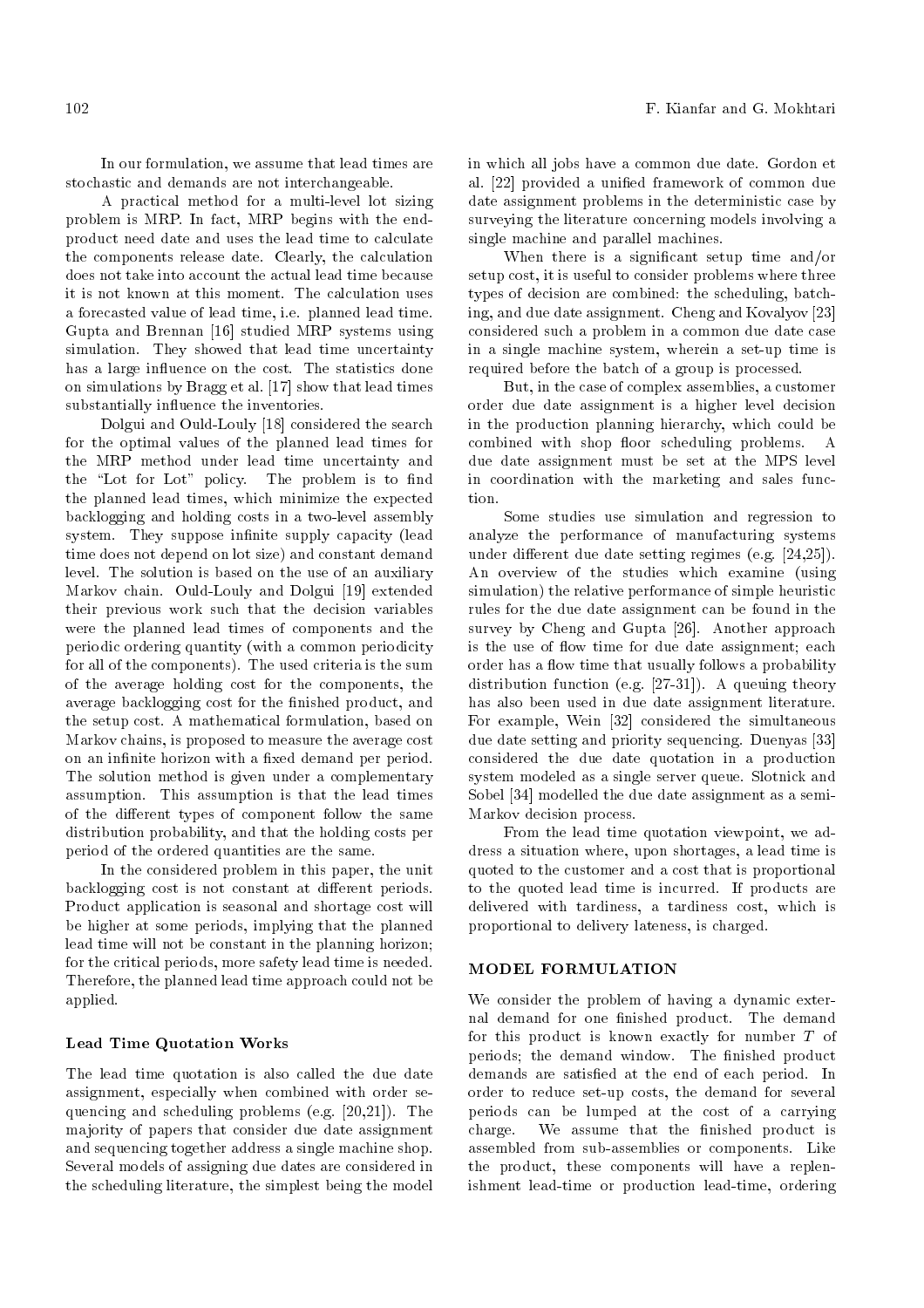In our formulation, we assume that lead times are stochastic and demands are not interchangeable.

A practical method for a multi-level lot sizing problem is MRP. In fact, MRP begins with the end-product need date and uses the lead time to calculate the components release date. Clearly, the calculation does not take into account the actual lead time because it is not known at this moment. The calculation uses a forecasted value of lead time, i.e. planned lead time. Gupta and Brennan [16] studied MRP systems using simulation. They showed that lead time uncertainty has a large influence on the cost. The statistics done on simulations by Bragg et al. [17] show that lead times substantially influence the inventories.

Dolgui and Ould-Louly [18] considered the search for the optimal values of the planned lead times for the MRP method under lead time uncertainty and the "Lot for Lot" policy. The problem is to find the planned lead times, which minimize the expected backlogging and holding costs in a two-level assembly system. They suppose infinite supply capacity (lead time does not depend on lot size) and constant demand level. The solution is based on the use of an auxiliary Markov chain. Ould-Louly and Dolgui [19] extended their previous work such that the decision variables were the planned lead times of components and the periodic ordering quantity (with a common periodicity for all of the components). The used criteria is the sum of the average holding cost for the components, the average backlogging cost for the finished product, and the setup cost. A mathematical formulation, based on Markov chains, is proposed to measure the average cost on an infinite horizon with a fixed demand per period. The solution method is given under a complementary assumption. This assumption is that the lead times of the different types of component follow the same distribution probability, and that the holding costs per period of the ordered quantities are the same.

In the considered problem in this paper, the unit backlogging cost is not constant at different periods. Product application is seasonal and shortage cost will be higher at some periods, implying that the planned lead time will not be constant in the planning horizon; for the critical periods, more safety lead time is needed. Therefore, the planned lead time approach could not be applied.

### Lead Time Quotation Works

The lead time quotation is also called the due date assignment, especially when combined with order sequencing and scheduling problems (e.g. [20,21]). The majority of papers that consider due date assignment and sequencing together address a single machine shop. Several models of assigning due dates are considered in the scheduling literature, the simplest being the model in which all jobs have a common due date. Gordon et al. [22] provided a unified framework of common due date assignment problems in the deterministic case by surveying the literature concerning models involving a single machine and parallel machines.

When there is a significant setup time and/or setup cost, it is useful to consider problems where three types of decision are combined: the scheduling, batching, and due date assignment. Cheng and Kovalyov [23] considered such a problem in a common due date case in a single machine system, wherein a set-up time is required before the batch of a group is processed.

But, in the case of complex assemblies, a customer order due date assignment is a higher level decision in the production planning hierarchy, which could be combined with shop floor scheduling problems. A due date assignment must be set at the MPS level in coordination with the marketing and sales function.

Some studies use simulation and regression to analyze the performance of manufacturing systems under different due date setting regimes (e.g. [24,25]). An overview of the studies which examine (using simulation) the relative performance of simple heuristic rules for the due date assignment can be found in the survey by Cheng and Gupta [26]. Another approach is the use of flow time for due date assignment; each order has a flow time that usually follows a probability distribution function (e.g. [27-31]). A queuing theory has also been used in due date assignment literature. For example, Wein [32] considered the simultaneous due date setting and priority sequencing. Duenyas [33] considered the due date quotation in a production system modeled as a single server queue. Slotnick and Sobel [34] modelled the due date assignment as a semi-Markov decision process.

From the lead time quotation viewpoint, we address a situation where, upon shortages, a lead time is quoted to the customer and a cost that is proportional to the quoted lead time is incurred. If products are delivered with tardiness, a tardiness cost, which is proportional to delivery lateness, is charged.

## MODEL FORMULATION

We consider the problem of having a dynamic external demand for one finished product. The demand for this product is known exactly for number $T$ of periods; the demand window. The finished product demands are satisfied at the end of each period. In order to reduce set-up costs, the demand for several periods can be lumped at the cost of a carrying charge. We assume that the finished product is assembled from sub-assemblies or components. Like the product, these components will have a replenishment lead-time or production lead-time, ordering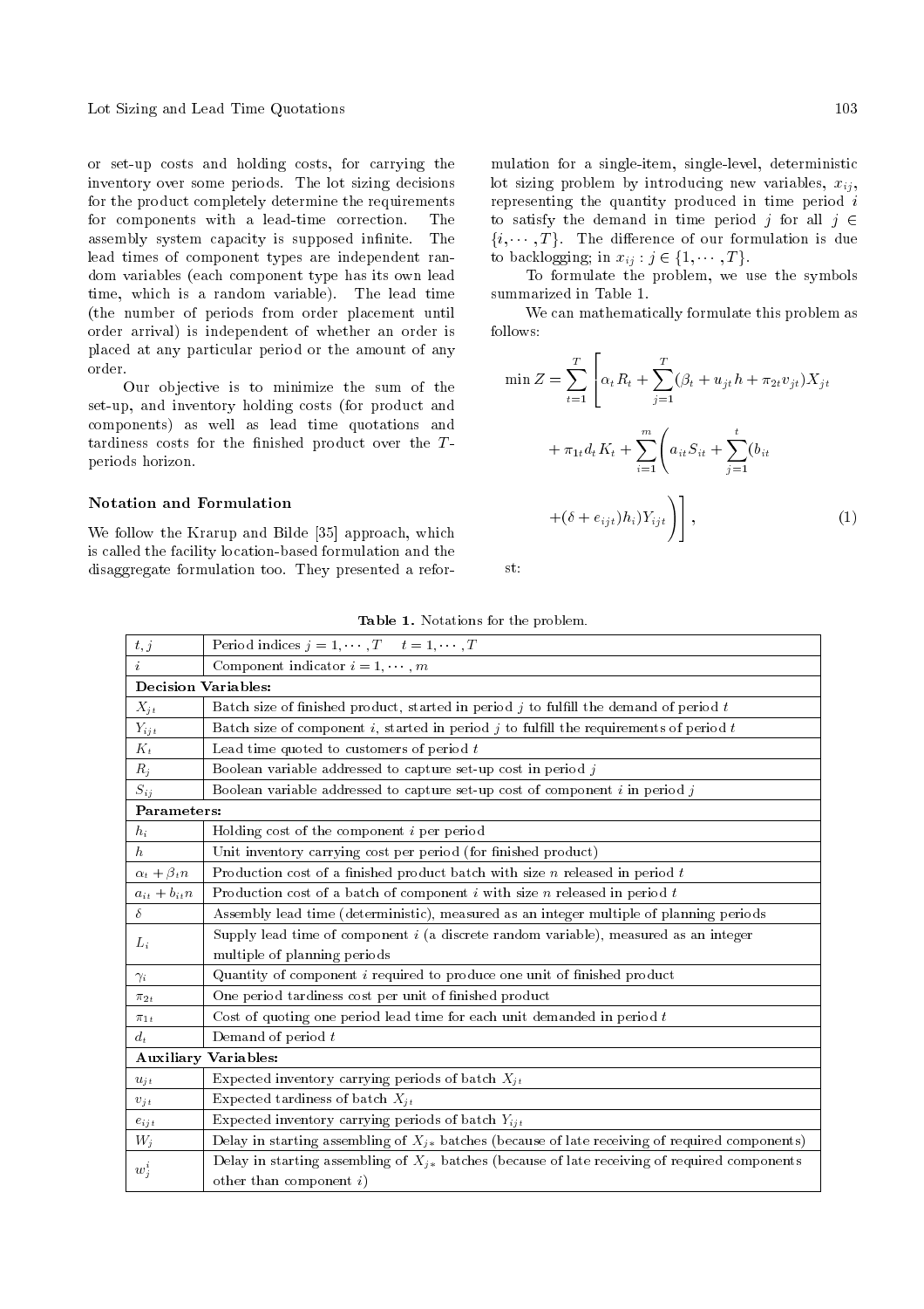or set-up costs and holding costs, for carrying the inventory over some periods. The lot sizing decisions for the product completely determine the requirements for components with a lead-time correction. The assembly system capacity is supposed infinite. The lead times of component types are independent random variables (each component type has its own lead time, which is a random variable). The lead time (the number of periods from order placement until order arrival) is independent of whether an order is placed at any particular period or the amount of any order.

Our objective is to minimize the sum of the set-up, and inventory holding costs (for product and components) as well as lead time quotations and tardiness costs for the finished product over the $T$-periods horizon.

### Notation and Formulation

We follow the Krarup and Bilde [35] approach, which is called the facility location-based formulation and the disaggregate formulation too. They presented a reformulation for a single-item, single-level, deterministic lot sizing problem by introducing new variables, $x_{ij}$, representing the quantity produced in time period $i$ to satisfy the demand in time period $j$ for all $j \in \{i, \cdots, T\}$. The difference of our formulation is due to backlogging; in $x_{ij} : j \in \{1, \cdots, T\}$.

To formulate the problem, we use the symbols summarized in Table 1.

We can mathematically formulate this problem as follows:

$$\min Z = \sum_{t=1}^{T} \left[ \alpha_t R_t + \sum_{j=1}^{T} (\beta_t + u_{jt} h + \pi_{2t} v_{jt}) X_{jt} + \pi_{1t} d_t K_t + \sum_{i=1}^{m} \left( a_{it} S_{it} + \sum_{j=1}^{t} (b_{it} + (\delta + e_{ijt}) h_i) Y_{ijt} \right) \right], \quad (1)$$

st:

Table 1. Notations for the problem.

| | |
|---|---|
| $t, j$ | Period indices $j = 1, \cdots, T \quad t = 1, \cdots, T$ |
| $i$ | Component indicator $i = 1, \cdots, m$ |
| **Decision Variables:** | |
| $X_{jt}$ | Batch size of finished product, started in period $j$ to fulfill the demand of period $t$ |
| $Y_{ijt}$ | Batch size of component $i$, started in period $j$ to fulfill the requirements of period $t$ |
| $K_t$ | Lead time quoted to customers of period $t$ |
| $R_j$ | Boolean variable addressed to capture set-up cost in period $j$ |
| $S_{ij}$ | Boolean variable addressed to capture set-up cost of component $i$ in period $j$ |
| **Parameters:** | |
| $h_i$ | Holding cost of the component $i$ per period |
| $h$ | Unit inventory carrying cost per period (for finished product) |
| $\alpha_t + \beta_t n$ | Production cost of a finished product batch with size $n$ released in period $t$ |
| $a_{it} + b_{it} n$ | Production cost of a batch of component $i$ with size $n$ released in period $t$ |
| $\delta$ | Assembly lead time (deterministic), measured as an integer multiple of planning periods |
| $L_i$ | Supply lead time of component $i$ (a discrete random variable), measured as an integer multiple of planning periods |
| $\gamma_i$ | Quantity of component $i$ required to produce one unit of finished product |
| $\pi_{2t}$ | One period tardiness cost per unit of finished product |
| $\pi_{1t}$ | Cost of quoting one period lead time for each unit demanded in period $t$ |
| $d_t$ | Demand of period $t$ |
| **Auxiliary Variables:** | |
| $u_{jt}$ | Expected inventory carrying periods of batch $X_{jt}$ |
| $v_{jt}$ | Expected tardiness of batch $X_{jt}$ |
| $e_{ijt}$ | Expected inventory carrying periods of batch $Y_{ijt}$ |
| $W_j$ | Delay in starting assembling of $X_{j*}$ batches (because of late receiving of required components) |
| $w_j^i$ | Delay in starting assembling of $X_{j*}$ batches (because of late receiving of required components other than component $i$) |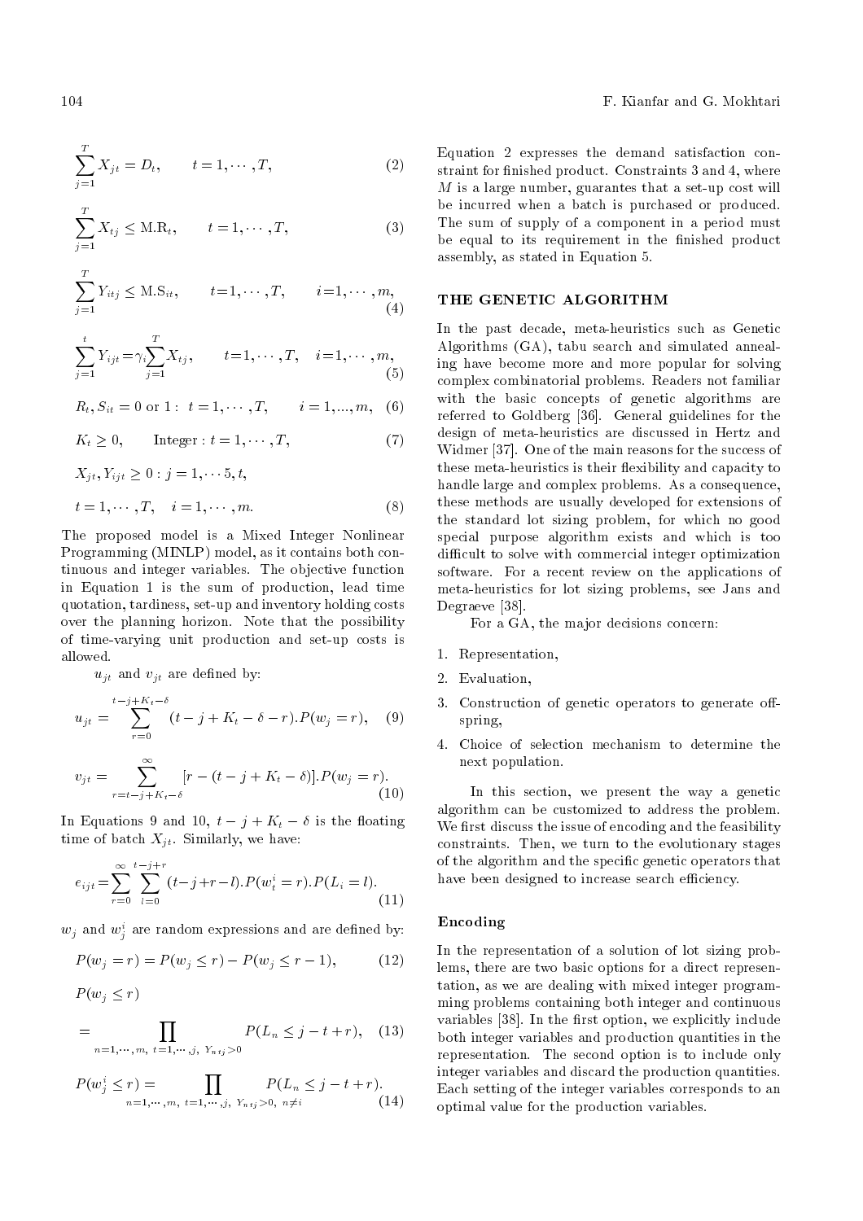$$\sum_{j=1}^{T} X_{jt} = D_t, \qquad t = 1, \cdots, T, \tag{2}$$

$$\sum_{j=1}^{T} X_{tj} \leq \text{M.R}_t, \qquad t = 1, \cdots, T, \tag{3}$$

$$\sum_{j=1}^{T} Y_{itj} \leq \text{M.S}_{it}, \qquad t=1, \cdots, T, \qquad i=1, \cdots, m, \tag{4}$$

$$\sum_{j=1}^{t} Y_{ijt} = \gamma_i \sum_{j=1}^{T} X_{tj}, \qquad t=1, \cdots, T, \quad i=1, \cdots, m, \tag{5}$$

$$R_t, S_{it} = 0 \text{ or } 1: \ t = 1, \cdots, T, \qquad i = 1, ..., m, \tag{6}$$

$$K_t \geq 0, \qquad \text{Integer}: t = 1, \cdots, T, \tag{7}$$

$$X_{jt}, Y_{ijt} \geq 0: j = 1, \cdots 5, t,$$

$$t = 1, \cdots, T, \quad i = 1, \cdots, m. \tag{8}$$

The proposed model is a Mixed Integer Nonlinear Programming (MINLP) model, as it contains both continuous and integer variables. The objective function in Equation 1 is the sum of production, lead time quotation, tardiness, set-up and inventory holding costs over the planning horizon. Note that the possibility of time-varying unit production and set-up costs is allowed.

$u_{jt}$ and $v_{jt}$ are defined by:

$$u_{jt} = \sum_{r=0}^{t-j+K_t-\delta} (t - j + K_t - \delta - r).P(w_j = r), \tag{9}$$

$$v_{jt} = \sum_{r=t-j+K_t-\delta}^{\infty} [r - (t - j + K_t - \delta)].P(w_j = r). \tag{10}$$

In Equations 9 and 10, $t - j + K_t - \delta$ is the floating time of batch $X_{jt}$. Similarly, we have:

$$e_{ijt} = \sum_{r=0}^{\infty} \sum_{l=0}^{t-j+r} (t-j+r-l).P(w_t^i = r).P(L_i = l). \tag{11}$$

$w_j$ and $w_j^i$ are random expressions and are defined by:

$$P(w_j = r) = P(w_j \leq r) - P(w_j \leq r - 1), \tag{12}$$

$$P(w_j \leq r)$$

$$= \prod_{n=1,\cdots,m, \ t=1,\cdots,j, \ Y_{ntj}>0} P(L_n \leq j - t + r), \tag{13}$$

$$P(w_j^i \leq r) = \prod_{n=1,\cdots,m, \ t=1,\cdots,j, \ Y_{ntj}>0, \ n \neq i} P(L_n \leq j - t + r). \tag{14}$$

Equation 2 expresses the demand satisfaction constraint for finished product. Constraints 3 and 4, where $M$ is a large number, guarantee that a set-up cost will be incurred when a batch is purchased or produced. The sum of supply of a component in a period must be equal to its requirement in the finished product assembly, as stated in Equation 5.

## THE GENETIC ALGORITHM

In the past decade, meta-heuristics such as Genetic Algorithms (GA), tabu search and simulated annealing have become more and more popular for solving complex combinatorial problems. Readers not familiar with the basic concepts of genetic algorithms are referred to Goldberg [36]. General guidelines for the design of meta-heuristics are discussed in Hertz and Widmer [37]. One of the main reasons for the success of these meta-heuristics is their flexibility and capacity to handle large and complex problems. As a consequence, these methods are usually developed for extensions of the standard lot sizing problem, for which no good special purpose algorithm exists and which is too difficult to solve with commercial integer optimization software. For a recent review on the applications of meta-heuristics for lot sizing problems, see Jans and Degraeve [38].

For a GA, the major decisions concern:

1. Representation,
2. Evaluation,
3. Construction of genetic operators to generate offspring,
4. Choice of selection mechanism to determine the next population.

In this section, we present the way a genetic algorithm can be customized to address the problem. We first discuss the issue of encoding and the feasibility constraints. Then, we turn to the evolutionary stages of the algorithm and the specific genetic operators that have been designed to increase search efficiency.

### Encoding

In the representation of a solution of lot sizing problems, there are two basic options for a direct representation, as we are dealing with mixed integer programming problems containing both integer and continuous variables [38]. In the first option, we explicitly include both integer variables and production quantities in the representation. The second option is to include only integer variables and discard the production quantities. Each setting of the integer variables corresponds to an optimal value for the production variables.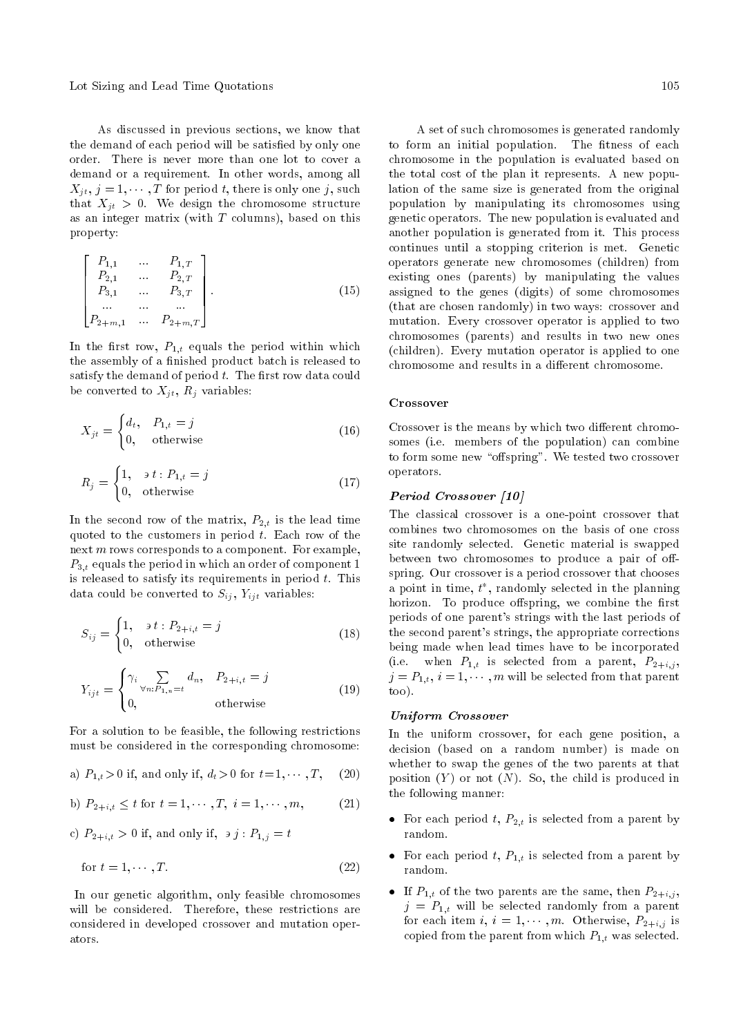As discussed in previous sections, we know that the demand of each period will be satisfied by only one order. There is never more than one lot to cover a demand or a requirement. In other words, among all $X_{jt}$, $j = 1, \cdots, T$ for period $t$, there is only one $j$, such that $X_{jt} > 0$. We design the chromosome structure as an integer matrix (with $T$ columns), based on this property:

$$\begin{bmatrix} P_{1,1} & \dots & P_{1,T} \\ P_{2,1} & \dots & P_{2,T} \\ P_{3,1} & \dots & P_{3,T} \\ \dots & \dots & \dots \\ P_{2+m,1} & \dots & P_{2+m,T} \end{bmatrix}. \tag{15}$$

In the first row, $P_{1,t}$ equals the period within which the assembly of a finished product batch is released to satisfy the demand of period $t$. The first row data could be converted to $X_{jt}$, $R_j$ variables:

$$X_{jt} = \begin{cases} d_t, & P_{1,t} = j \\ 0, & \text{otherwise} \end{cases} \tag{16}$$

$$R_j = \begin{cases} 1, & \ni t : P_{1,t} = j \\ 0, & \text{otherwise} \end{cases} \tag{17}$$

In the second row of the matrix, $P_{2,t}$ is the lead time quoted to the customers in period $t$. Each row of the next $m$ rows corresponds to a component. For example, $P_{3,t}$ equals the period in which an order of component 1 is released to satisfy its requirements in period $t$. This data could be converted to $S_{ij}$, $Y_{ijt}$ variables:

$$S_{ij} = \begin{cases} 1, & \ni t : P_{2+i,t} = j \\ 0, & \text{otherwise} \end{cases} \tag{18}$$

$$Y_{ijt} = \begin{cases} \gamma_i \sum\limits_{\forall n : P_{1,n} = t} d_n, & P_{2+i,t} = j \\ 0, & \text{otherwise} \end{cases} \tag{19}$$

For a solution to be feasible, the following restrictions must be considered in the corresponding chromosome:

a) $P_{1,t} > 0$ if, and only if, $d_t > 0$ for $t = 1, \cdots, T$, (20)

b) $P_{2+i,t} \leq t$ for $t = 1, \cdots, T$, $i = 1, \cdots, m$, (21)

c) $P_{2+i,t} > 0$ if, and only if, $\ni j : P_{1,j} = t$

for $t = 1, \cdots, T$. (22)

In our genetic algorithm, only feasible chromosomes will be considered. Therefore, these restrictions are considered in developed crossover and mutation operators.

A set of such chromosomes is generated randomly to form an initial population. The fitness of each chromosome in the population is evaluated based on the total cost of the plan it represents. A new population of the same size is generated from the original population by manipulating its chromosomes using genetic operators. The new population is evaluated and another population is generated from it. This process continues until a stopping criterion is met. Genetic operators generate new chromosomes (children) from existing ones (parents) by manipulating the values assigned to the genes (digits) of some chromosomes (that are chosen randomly) in two ways: crossover and mutation. Every crossover operator is applied to two chromosomes (parents) and results in two new ones (children). Every mutation operator is applied to one chromosome and results in a different chromosome.

### Crossover

Crossover is the means by which two different chromosomes (i.e. members of the population) can combine to form some new "offspring". We tested two crossover operators.

#### *Period Crossover [10]*

The classical crossover is a one-point crossover that combines two chromosomes on the basis of one cross site randomly selected. Genetic material is swapped between two chromosomes to produce a pair of offspring. Our crossover is a period crossover that chooses a point in time, $t^*$, randomly selected in the planning horizon. To produce offspring, we combine the first periods of one parent's strings with the last periods of the second parent's strings, the appropriate corrections being made when lead times have to be incorporated (i.e. when $P_{1,t}$ is selected from a parent, $P_{2+i,j}$, $j = P_{1,t}$, $i = 1, \cdots, m$ will be selected from that parent too).

#### *Uniform Crossover*

In the uniform crossover, for each gene position, a decision (based on a random number) is made on whether to swap the genes of the two parents at that position ($Y$) or not ($N$). So, the child is produced in the following manner:

- For each period $t$, $P_{2,t}$ is selected from a parent by random.
- For each period $t$, $P_{1,t}$ is selected from a parent by random.
- If $P_{1,t}$ of the two parents are the same, then $P_{2+i,j}$, $j = P_{1,t}$ will be selected randomly from a parent for each item $i$, $i = 1, \cdots, m$. Otherwise, $P_{2+i,j}$ is copied from the parent from which $P_{1,t}$ was selected.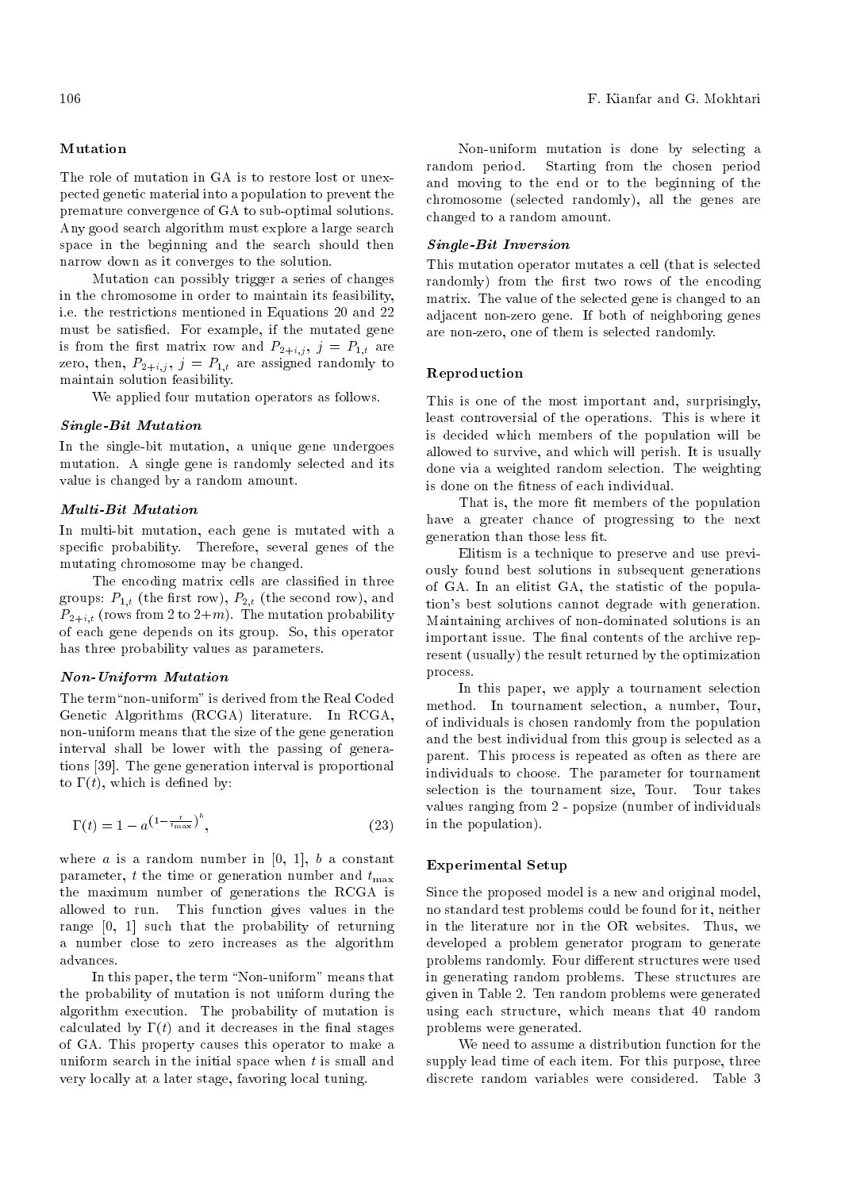### Mutation

The role of mutation in GA is to restore lost or unexpected genetic material into a population to prevent the premature convergence of GA to sub-optimal solutions. Any good search algorithm must explore a large search space in the beginning and the search should then narrow down as it converges to the solution.

Mutation can possibly trigger a series of changes in the chromosome in order to maintain its feasibility, i.e. the restrictions mentioned in Equations 20 and 22 must be satisfied. For example, if the mutated gene is from the first matrix row and $P_{2+i,j}$, $j = P_{1,t}$ are zero, then, $P_{2+i,j}$, $j = P_{1,t}$ are assigned randomly to maintain solution feasibility.

We applied four mutation operators as follows.

#### *Single-Bit Mutation*

In the single-bit mutation, a unique gene undergoes mutation. A single gene is randomly selected and its value is changed by a random amount.

#### *Multi-Bit Mutation*

In multi-bit mutation, each gene is mutated with a specific probability. Therefore, several genes of the mutating chromosome may be changed.

The encoding matrix cells are classified in three groups: $P_{1,t}$ (the first row), $P_{2,t}$ (the second row), and $P_{2+i,t}$ (rows from 2 to $2+m$). The mutation probability of each gene depends on its group. So, this operator has three probability values as parameters.

#### *Non-Uniform Mutation*

The term "non-uniform" is derived from the Real Coded Genetic Algorithms (RCGA) literature. In RCGA, non-uniform means that the size of the gene generation interval shall be lower with the passing of generations [39]. The gene generation interval is proportional to $\Gamma(t)$, which is defined by:

$$\Gamma(t) = 1 - a^{\left(1-\frac{t}{t_{\max}}\right)^b}, \tag{23}$$

where $a$ is a random number in [0, 1], $b$ a constant parameter, $t$ the time or generation number and $t_{\max}$ the maximum number of generations the RCGA is allowed to run. This function gives values in the range [0, 1] such that the probability of returning a number close to zero increases as the algorithm advances.

In this paper, the term "Non-uniform" means that the probability of mutation is not uniform during the algorithm execution. The probability of mutation is calculated by $\Gamma(t)$ and it decreases in the final stages of GA. This property causes this operator to make a uniform search in the initial space when $t$ is small and very locally at a later stage, favoring local tuning.

Non-uniform mutation is done by selecting a random period. Starting from the chosen period and moving to the end or to the beginning of the chromosome (selected randomly), all the genes are changed to a random amount.

#### *Single-Bit Inversion*

This mutation operator mutates a cell (that is selected randomly) from the first two rows of the encoding matrix. The value of the selected gene is changed to an adjacent non-zero gene. If both of neighboring genes are non-zero, one of them is selected randomly.

### Reproduction

This is one of the most important and, surprisingly, least controversial of the operations. This is where it is decided which members of the population will be allowed to survive, and which will perish. It is usually done via a weighted random selection. The weighting is done on the fitness of each individual.

That is, the more fit members of the population have a greater chance of progressing to the next generation than those less fit.

Elitism is a technique to preserve and use previously found best solutions in subsequent generations of GA. In an elitist GA, the statistic of the population's best solutions cannot degrade with generation. Maintaining archives of non-dominated solutions is an important issue. The final contents of the archive represent (usually) the result returned by the optimization process.

In this paper, we apply a tournament selection method. In tournament selection, a number, Tour, of individuals is chosen randomly from the population and the best individual from this group is selected as a parent. This process is repeated as often as there are individuals to choose. The parameter for tournament selection is the tournament size, Tour. Tour takes values ranging from 2 - popsize (number of individuals in the population).

### Experimental Setup

Since the proposed model is a new and original model, no standard test problems could be found for it, neither in the literature nor in the OR websites. Thus, we developed a problem generator program to generate problems randomly. Four different structures were used in generating random problems. These structures are given in Table 2. Ten random problems were generated using each structure, which means that 40 random problems were generated.

We need to assume a distribution function for the supply lead time of each item. For this purpose, three discrete random variables were considered. Table 3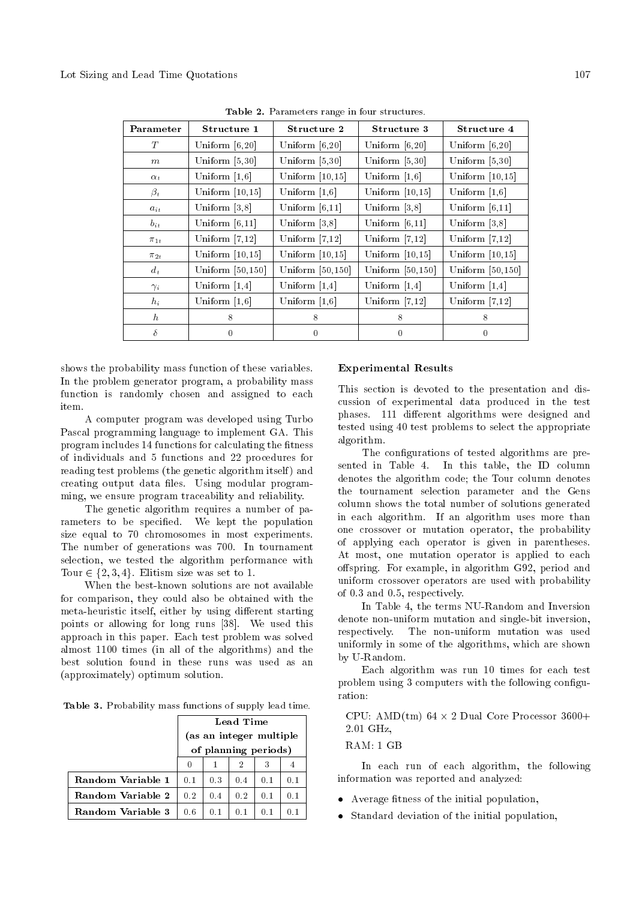**Table 2.** Parameters range in four structures.

| Parameter | Structure 1 | Structure 2 | Structure 3 | Structure 4 |
|---|---|---|---|---|
| $T$ | Uniform [6,20] | Uniform [6,20] | Uniform [6,20] | Uniform [6,20] |
| $m$ | Uniform [5,30] | Uniform [5,30] | Uniform [5,30] | Uniform [5,30] |
| $\alpha_t$ | Uniform [1,6] | Uniform [10,15] | Uniform [1,6] | Uniform [10,15] |
| $\beta_t$ | Uniform [10,15] | Uniform [1,6] | Uniform [10,15] | Uniform [1,6] |
| $a_{it}$ | Uniform [3,8] | Uniform [6,11] | Uniform [3,8] | Uniform [6,11] |
| $b_{it}$ | Uniform [6,11] | Uniform [3,8] | Uniform [6,11] | Uniform [3,8] |
| $\pi_{1t}$ | Uniform [7,12] | Uniform [7,12] | Uniform [7,12] | Uniform [7,12] |
| $\pi_{2t}$ | Uniform [10,15] | Uniform [10,15] | Uniform [10,15] | Uniform [10,15] |
| $d_t$ | Uniform [50,150] | Uniform [50,150] | Uniform [50,150] | Uniform [50,150] |
| $\gamma_i$ | Uniform [1,4] | Uniform [1,4] | Uniform [1,4] | Uniform [1,4] |
| $h_i$ | Uniform [1,6] | Uniform [1,6] | Uniform [7,12] | Uniform [7,12] |
| $h$ | 8 | 8 | 8 | 8 |
| $\delta$ | 0 | 0 | 0 | 0 |

shows the probability mass function of these variables. In the problem generator program, a probability mass function is randomly chosen and assigned to each item.

A computer program was developed using Turbo Pascal programming language to implement GA. This program includes 14 functions for calculating the fitness of individuals and 5 functions and 22 procedures for reading test problems (the genetic algorithm itself) and creating output data files. Using modular programming, we ensure program traceability and reliability.

The genetic algorithm requires a number of parameters to be specified. We kept the population size equal to 70 chromosomes in most experiments. The number of generations was 700. In tournament selection, we tested the algorithm performance with Tour $\in \{2, 3, 4\}$. Elitism size was set to 1.

When the best-known solutions are not available for comparison, they could also be obtained with the meta-heuristic itself, either by using different starting points or allowing for long runs [38]. We used this approach in this paper. Each test problem was solved almost 1100 times (in all of the algorithms) and the best solution found in these runs was used as an (approximately) optimum solution.

**Table 3.** Probability mass functions of supply lead time.

| | Lead Time (as an integer multiple of planning periods) | | | | |
|---|---|---|---|---|---|
| | 0 | 1 | 2 | 3 | 4 |
| **Random Variable 1** | 0.1 | 0.3 | 0.4 | 0.1 | 0.1 |
| **Random Variable 2** | 0.2 | 0.4 | 0.2 | 0.1 | 0.1 |
| **Random Variable 3** | 0.6 | 0.1 | 0.1 | 0.1 | 0.1 |

## Experimental Results

This section is devoted to the presentation and discussion of experimental data produced in the test phases. 111 different algorithms were designed and tested using 40 test problems to select the appropriate algorithm.

The configurations of tested algorithms are presented in Table 4. In this table, the ID column denotes the algorithm code; the Tour column denotes the tournament selection parameter and the Gens column shows the total number of solutions generated in each algorithm. If an algorithm uses more than one crossover or mutation operator, the probability of applying each operator is given in parentheses. At most, one mutation operator is applied to each offspring. For example, in algorithm G92, period and uniform crossover operators are used with probability of 0.3 and 0.5, respectively.

In Table 4, the terms NU-Random and Inversion denote non-uniform mutation and single-bit inversion, respectively. The non-uniform mutation was used uniformly in some of the algorithms, which are shown by U-Random.

Each algorithm was run 10 times for each test problem using 3 computers with the following configuration:

CPU: AMD(tm) 64 $\times$ 2 Dual Core Processor 3600+ 2.01 GHz,

RAM: 1 GB

In each run of each algorithm, the following information was reported and analyzed:

- Average fitness of the initial population,
- Standard deviation of the initial population,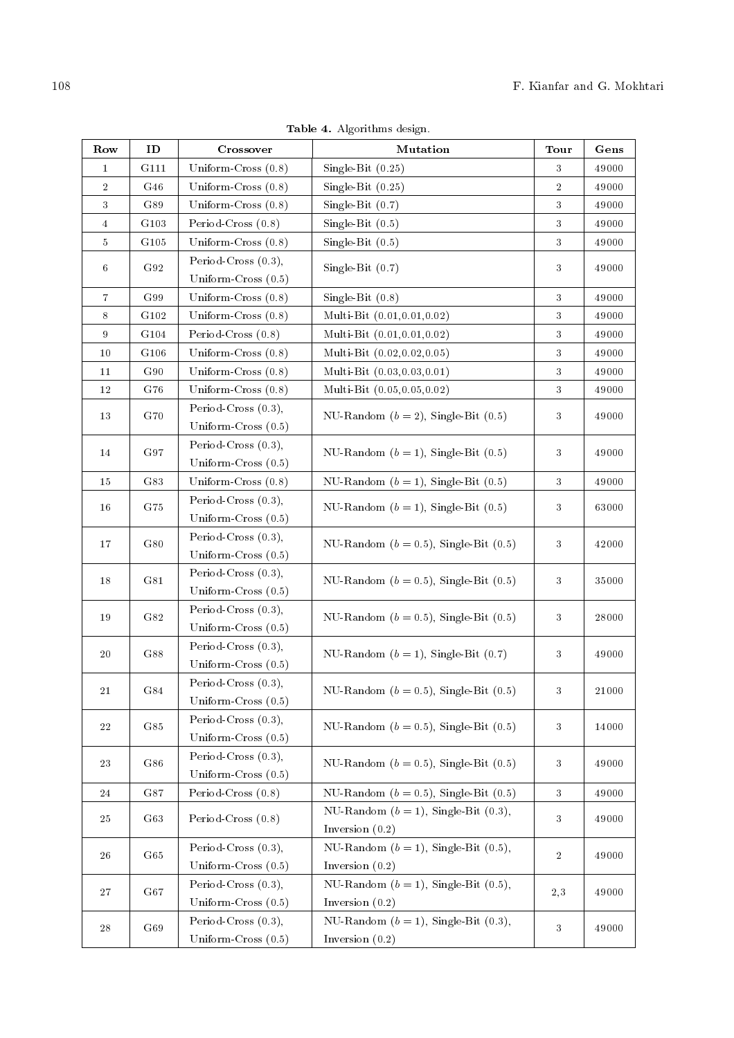**Table 4.** Algorithms design.

| Row | ID | Crossover | Mutation | Tour | Gens |
|---|---|---|---|---|---|
| 1 | G111 | Uniform-Cross (0.8) | Single-Bit (0.25) | 3 | 49000 |
| 2 | G46 | Uniform-Cross (0.8) | Single-Bit (0.25) | 2 | 49000 |
| 3 | G89 | Uniform-Cross (0.8) | Single-Bit (0.7) | 3 | 49000 |
| 4 | G103 | Period-Cross (0.8) | Single-Bit (0.5) | 3 | 49000 |
| 5 | G105 | Uniform-Cross (0.8) | Single-Bit (0.5) | 3 | 49000 |
| 6 | G92 | Period-Cross (0.3), Uniform-Cross (0.5) | Single-Bit (0.7) | 3 | 49000 |
| 7 | G99 | Uniform-Cross (0.8) | Single-Bit (0.8) | 3 | 49000 |
| 8 | G102 | Uniform-Cross (0.8) | Multi-Bit (0.01,0.01,0.02) | 3 | 49000 |
| 9 | G104 | Period-Cross (0.8) | Multi-Bit (0.01,0.01,0.02) | 3 | 49000 |
| 10 | G106 | Uniform-Cross (0.8) | Multi-Bit (0.02,0.02,0.05) | 3 | 49000 |
| 11 | G90 | Uniform-Cross (0.8) | Multi-Bit (0.03,0.03,0.01) | 3 | 49000 |
| 12 | G76 | Uniform-Cross (0.8) | Multi-Bit (0.05,0.05,0.02) | 3 | 49000 |
| 13 | G70 | Period-Cross (0.3), Uniform-Cross (0.5) | NU-Random ($b = 2$), Single-Bit (0.5) | 3 | 49000 |
| 14 | G97 | Period-Cross (0.3), Uniform-Cross (0.5) | NU-Random ($b = 1$), Single-Bit (0.5) | 3 | 49000 |
| 15 | G83 | Uniform-Cross (0.8) | NU-Random ($b = 1$), Single-Bit (0.5) | 3 | 49000 |
| 16 | G75 | Period-Cross (0.3), Uniform-Cross (0.5) | NU-Random ($b = 1$), Single-Bit (0.5) | 3 | 63000 |
| 17 | G80 | Period-Cross (0.3), Uniform-Cross (0.5) | NU-Random ($b = 0.5$), Single-Bit (0.5) | 3 | 42000 |
| 18 | G81 | Period-Cross (0.3), Uniform-Cross (0.5) | NU-Random ($b = 0.5$), Single-Bit (0.5) | 3 | 35000 |
| 19 | G82 | Period-Cross (0.3), Uniform-Cross (0.5) | NU-Random ($b = 0.5$), Single-Bit (0.5) | 3 | 28000 |
| 20 | G88 | Period-Cross (0.3), Uniform-Cross (0.5) | NU-Random ($b = 1$), Single-Bit (0.7) | 3 | 49000 |
| 21 | G84 | Period-Cross (0.3), Uniform-Cross (0.5) | NU-Random ($b = 0.5$), Single-Bit (0.5) | 3 | 21000 |
| 22 | G85 | Period-Cross (0.3), Uniform-Cross (0.5) | NU-Random ($b = 0.5$), Single-Bit (0.5) | 3 | 14000 |
| 23 | G86 | Period-Cross (0.3), Uniform-Cross (0.5) | NU-Random ($b = 0.5$), Single-Bit (0.5) | 3 | 49000 |
| 24 | G87 | Period-Cross (0.8) | NU-Random ($b = 0.5$), Single-Bit (0.5) | 3 | 49000 |
| 25 | G63 | Period-Cross (0.8) | NU-Random ($b = 1$), Single-Bit (0.3), Inversion (0.2) | 3 | 49000 |
| 26 | G65 | Period-Cross (0.3), Uniform-Cross (0.5) | NU-Random ($b = 1$), Single-Bit (0.5), Inversion (0.2) | 2 | 49000 |
| 27 | G67 | Period-Cross (0.3), Uniform-Cross (0.5) | NU-Random ($b = 1$), Single-Bit (0.5), Inversion (0.2) | 2,3 | 49000 |
| 28 | G69 | Period-Cross (0.3), Uniform-Cross (0.5) | NU-Random ($b = 1$), Single-Bit (0.3), Inversion (0.2) | 3 | 49000 |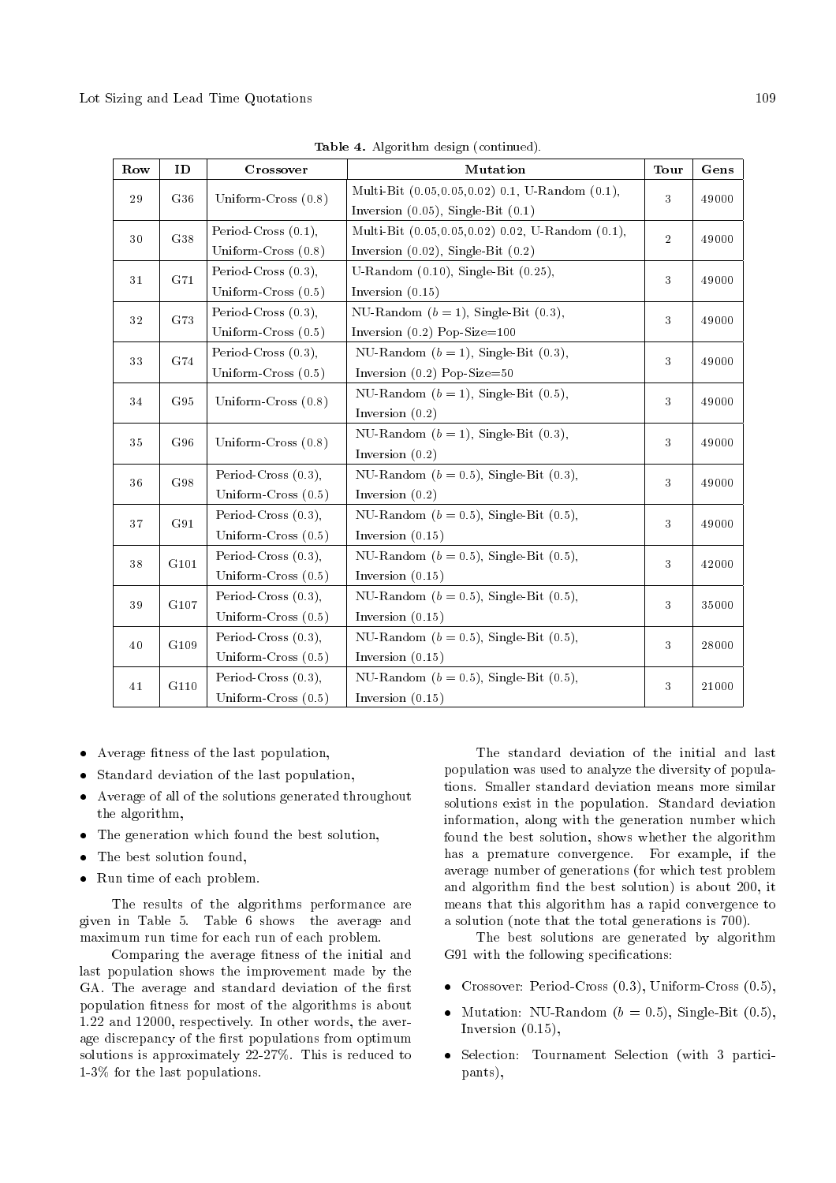**Table 4.** Algorithm design (continued).

| Row | ID | Crossover | Mutation | Tour | Gens |
|---|---|---|---|---|---|
| 29 | G36 | Uniform-Cross (0.8) | Multi-Bit (0.05,0.05,0.02) 0.1, U-Random (0.1), Inversion (0.05), Single-Bit (0.1) | 3 | 49000 |
| 30 | G38 | Period-Cross (0.1), Uniform-Cross (0.8) | Multi-Bit (0.05,0.05,0.02) 0.02, U-Random (0.1), Inversion (0.02), Single-Bit (0.2) | 2 | 49000 |
| 31 | G71 | Period-Cross (0.3), Uniform-Cross (0.5) | U-Random (0.10), Single-Bit (0.25), Inversion (0.15) | 3 | 49000 |
| 32 | G73 | Period-Cross (0.3), Uniform-Cross (0.5) | NU-Random ($b = 1$), Single-Bit (0.3), Inversion (0.2) Pop-Size=100 | 3 | 49000 |
| 33 | G74 | Period-Cross (0.3), Uniform-Cross (0.5) | NU-Random ($b = 1$), Single-Bit (0.3), Inversion (0.2) Pop-Size=50 | 3 | 49000 |
| 34 | G95 | Uniform-Cross (0.8) | NU-Random ($b = 1$), Single-Bit (0.5), Inversion (0.2) | 3 | 49000 |
| 35 | G96 | Uniform-Cross (0.8) | NU-Random ($b = 1$), Single-Bit (0.3), Inversion (0.2) | 3 | 49000 |
| 36 | G98 | Period-Cross (0.3), Uniform-Cross (0.5) | NU-Random ($b = 0.5$), Single-Bit (0.3), Inversion (0.2) | 3 | 49000 |
| 37 | G91 | Period-Cross (0.3), Uniform-Cross (0.5) | NU-Random ($b = 0.5$), Single-Bit (0.5), Inversion (0.15) | 3 | 49000 |
| 38 | G101 | Period-Cross (0.3), Uniform-Cross (0.5) | NU-Random ($b = 0.5$), Single-Bit (0.5), Inversion (0.15) | 3 | 42000 |
| 39 | G107 | Period-Cross (0.3), Uniform-Cross (0.5) | NU-Random ($b = 0.5$), Single-Bit (0.5), Inversion (0.15) | 3 | 35000 |
| 40 | G109 | Period-Cross (0.3), Uniform-Cross (0.5) | NU-Random ($b = 0.5$), Single-Bit (0.5), Inversion (0.15) | 3 | 28000 |
| 41 | G110 | Period-Cross (0.3), Uniform-Cross (0.5) | NU-Random ($b = 0.5$), Single-Bit (0.5), Inversion (0.15) | 3 | 21000 |

- Average fitness of the last population,
- Standard deviation of the last population,
- Average of all of the solutions generated throughout the algorithm,
- The generation which found the best solution,
- The best solution found,
- Run time of each problem.

The results of the algorithms performance are given in Table 5. Table 6 shows the average and maximum run time for each run of each problem.

Comparing the average fitness of the initial and last population shows the improvement made by the GA. The average and standard deviation of the first population fitness for most of the algorithms is about 1.22 and 12000, respectively. In other words, the average discrepancy of the first populations from optimum solutions is approximately 22-27%. This is reduced to 1-3% for the last populations.

The standard deviation of the initial and last population was used to analyze the diversity of populations. Smaller standard deviation means more similar solutions exist in the population. Standard deviation information, along with the generation number which found the best solution, shows whether the algorithm has a premature convergence. For example, if the average number of generations (for which test problem and algorithm find the best solution) is about 200, it means that this algorithm has a rapid convergence to a solution (note that the total generations is 700).

The best solutions are generated by algorithm G91 with the following specifications:

- Crossover: Period-Cross (0.3), Uniform-Cross (0.5),
- Mutation: NU-Random ($b = 0.5$), Single-Bit (0.5), Inversion (0.15),
- Selection: Tournament Selection (with 3 participants),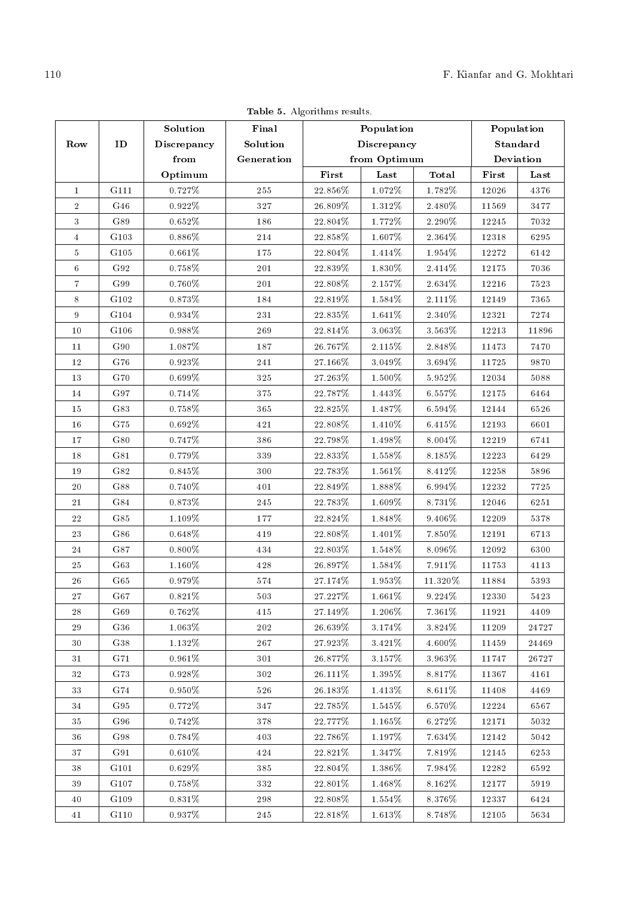**Table 5.** Algorithms results.

| Row | ID | Solution Discrepancy from Optimum | Final Solution Generation | Population Discrepancy from Optimum | | | Population Standard Deviation | |
|---|---|---|---|---|---|---|---|---|
| | | | | First | Last | Total | First | Last |
| 1 | G111 | 0.727% | 255 | 22.856% | 1.072% | 1.782% | 12026 | 4376 |
| 2 | G46 | 0.922% | 327 | 26.809% | 1.312% | 2.480% | 11569 | 3477 |
| 3 | G89 | 0.652% | 186 | 22.804% | 1.772% | 2.290% | 12245 | 7032 |
| 4 | G103 | 0.886% | 214 | 22.858% | 1.607% | 2.364% | 12318 | 6295 |
| 5 | G105 | 0.661% | 175 | 22.804% | 1.414% | 1.954% | 12272 | 6142 |
| 6 | G92 | 0.758% | 201 | 22.839% | 1.830% | 2.414% | 12175 | 7036 |
| 7 | G99 | 0.760% | 201 | 22.808% | 2.157% | 2.634% | 12216 | 7523 |
| 8 | G102 | 0.873% | 184 | 22.819% | 1.584% | 2.111% | 12149 | 7365 |
| 9 | G104 | 0.934% | 231 | 22.835% | 1.641% | 2.340% | 12321 | 7274 |
| 10 | G106 | 0.988% | 269 | 22.814% | 3.063% | 3.563% | 12213 | 11896 |
| 11 | G90 | 1.087% | 187 | 26.767% | 2.115% | 2.848% | 11473 | 7470 |
| 12 | G76 | 0.923% | 241 | 27.166% | 3.049% | 3.694% | 11725 | 9870 |
| 13 | G70 | 0.699% | 325 | 27.263% | 1.500% | 5.952% | 12034 | 5088 |
| 14 | G97 | 0.714% | 375 | 22.787% | 1.443% | 6.557% | 12175 | 6464 |
| 15 | G83 | 0.758% | 365 | 22.825% | 1.487% | 6.594% | 12144 | 6526 |
| 16 | G75 | 0.692% | 421 | 22.808% | 1.410% | 6.415% | 12193 | 6601 |
| 17 | G80 | 0.747% | 386 | 22.798% | 1.498% | 8.004% | 12219 | 6741 |
| 18 | G81 | 0.779% | 339 | 22.833% | 1.558% | 8.185% | 12223 | 6429 |
| 19 | G82 | 0.845% | 300 | 22.783% | 1.561% | 8.412% | 12258 | 5896 |
| 20 | G88 | 0.740% | 401 | 22.849% | 1.888% | 6.994% | 12232 | 7725 |
| 21 | G84 | 0.873% | 245 | 22.783% | 1.609% | 8.731% | 12046 | 6251 |
| 22 | G85 | 1.109% | 177 | 22.824% | 1.848% | 9.406% | 12209 | 5378 |
| 23 | G86 | 0.648% | 419 | 22.808% | 1.401% | 7.850% | 12191 | 6713 |
| 24 | G87 | 0.800% | 434 | 22.803% | 1.548% | 8.096% | 12092 | 6300 |
| 25 | G63 | 1.160% | 428 | 26.897% | 1.584% | 7.911% | 11753 | 4113 |
| 26 | G65 | 0.979% | 574 | 27.174% | 1.953% | 11.320% | 11884 | 5393 |
| 27 | G67 | 0.821% | 503 | 27.227% | 1.661% | 9.224% | 12330 | 5423 |
| 28 | G69 | 0.762% | 415 | 27.149% | 1.206% | 7.361% | 11921 | 4409 |
| 29 | G36 | 1.063% | 202 | 26.639% | 3.174% | 3.824% | 11209 | 24727 |
| 30 | G38 | 1.132% | 267 | 27.923% | 3.421% | 4.600% | 11459 | 24469 |
| 31 | G71 | 0.961% | 301 | 26.877% | 3.157% | 3.963% | 11747 | 26727 |
| 32 | G73 | 0.928% | 302 | 26.111% | 1.395% | 8.817% | 11367 | 4161 |
| 33 | G74 | 0.950% | 526 | 26.183% | 1.413% | 8.611% | 11408 | 4469 |
| 34 | G95 | 0.772% | 347 | 22.785% | 1.545% | 6.570% | 12224 | 6567 |
| 35 | G96 | 0.742% | 378 | 22.777% | 1.165% | 6.272% | 12171 | 5032 |
| 36 | G98 | 0.784% | 403 | 22.786% | 1.197% | 7.634% | 12142 | 5042 |
| 37 | G91 | 0.610% | 424 | 22.821% | 1.347% | 7.819% | 12145 | 6253 |
| 38 | G101 | 0.629% | 385 | 22.804% | 1.386% | 7.984% | 12282 | 6592 |
| 39 | G107 | 0.758% | 332 | 22.801% | 1.468% | 8.162% | 12177 | 5919 |
| 40 | G109 | 0.831% | 298 | 22.808% | 1.554% | 8.376% | 12337 | 6424 |
| 41 | G110 | 0.937% | 245 | 22.818% | 1.613% | 8.748% | 12105 | 5634 |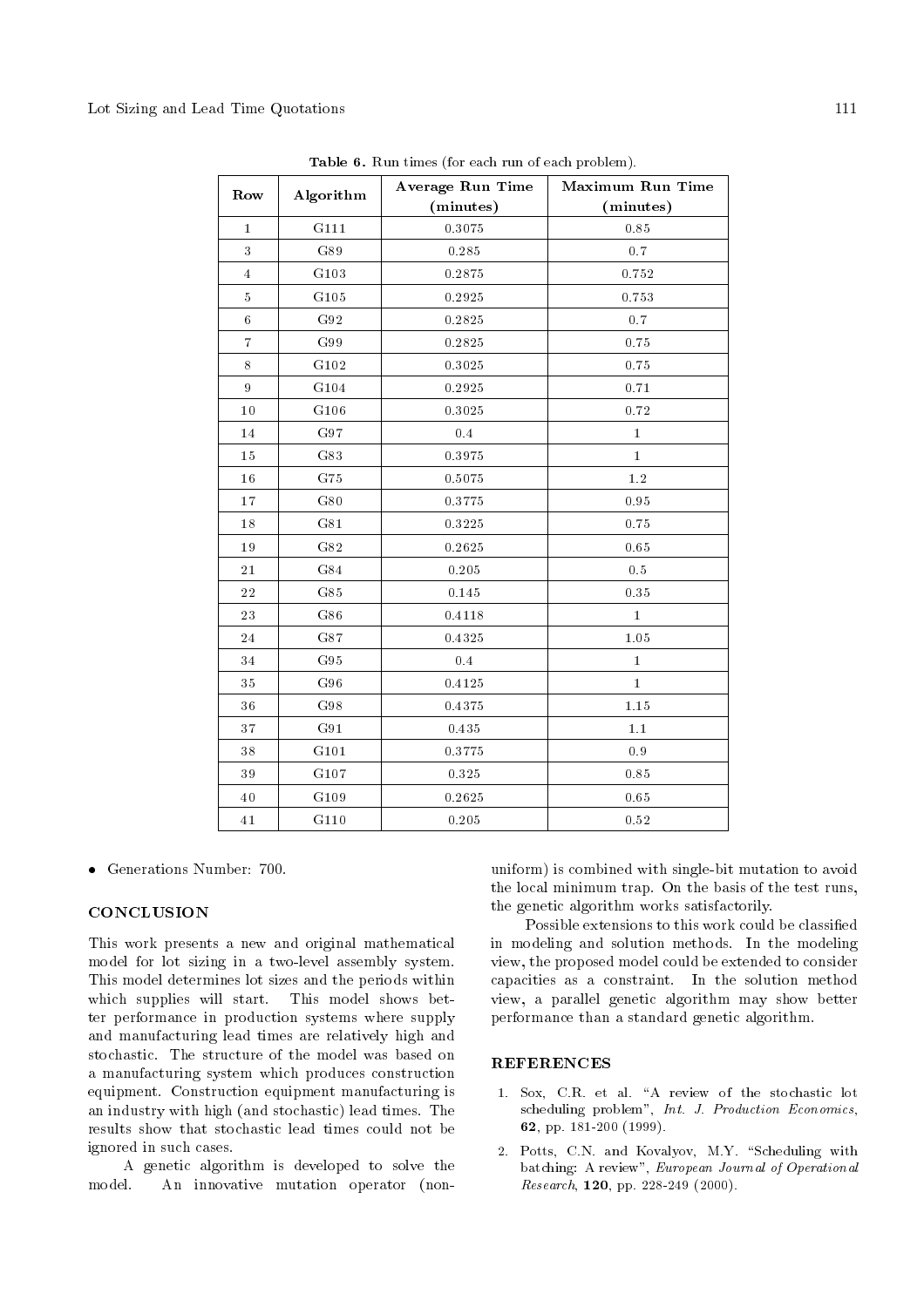**Table 6.** Run times (for each run of each problem).

| Row | Algorithm | Average Run Time (minutes) | Maximum Run Time (minutes) |
|---|---|---|---|
| 1 | G111 | 0.3075 | 0.85 |
| 3 | G89 | 0.285 | 0.7 |
| 4 | G103 | 0.2875 | 0.752 |
| 5 | G105 | 0.2925 | 0.753 |
| 6 | G92 | 0.2825 | 0.7 |
| 7 | G99 | 0.2825 | 0.75 |
| 8 | G102 | 0.3025 | 0.75 |
| 9 | G104 | 0.2925 | 0.71 |
| 10 | G106 | 0.3025 | 0.72 |
| 14 | G97 | 0.4 | 1 |
| 15 | G83 | 0.3975 | 1 |
| 16 | G75 | 0.5075 | 1.2 |
| 17 | G80 | 0.3775 | 0.95 |
| 18 | G81 | 0.3225 | 0.75 |
| 19 | G82 | 0.2625 | 0.65 |
| 21 | G84 | 0.205 | 0.5 |
| 22 | G85 | 0.145 | 0.35 |
| 23 | G86 | 0.4118 | 1 |
| 24 | G87 | 0.4325 | 1.05 |
| 34 | G95 | 0.4 | 1 |
| 35 | G96 | 0.4125 | 1 |
| 36 | G98 | 0.4375 | 1.15 |
| 37 | G91 | 0.435 | 1.1 |
| 38 | G101 | 0.3775 | 0.9 |
| 39 | G107 | 0.325 | 0.85 |
| 40 | G109 | 0.2625 | 0.65 |
| 41 | G110 | 0.205 | 0.52 |

- Generations Number: 700.

## CONCLUSION

This work presents a new and original mathematical model for lot sizing in a two-level assembly system. This model determines lot sizes and the periods within which supplies will start. This model shows better performance in production systems where supply and manufacturing lead times are relatively high and stochastic. The structure of the model was based on a manufacturing system which produces construction equipment. Construction equipment manufacturing is an industry with high (and stochastic) lead times. The results show that stochastic lead times could not be ignored in such cases.

A genetic algorithm is developed to solve the model. An innovative mutation operator (non-uniform) is combined with single-bit mutation to avoid the local minimum trap. On the basis of the test runs, the genetic algorithm works satisfactorily.

Possible extensions to this work could be classified in modeling and solution methods. In the modeling view, the proposed model could be extended to consider capacities as a constraint. In the solution method view, a parallel genetic algorithm may show better performance than a standard genetic algorithm.

## REFERENCES

1. Sox, C.R. et al. "A review of the stochastic lot scheduling problem", *Int. J. Production Economics*, **62**, pp. 181-200 (1999).
2. Potts, C.N. and Kovalyov, M.Y. "Scheduling with batching: A review", *European Journal of Operational Research*, **120**, pp. 228-249 (2000).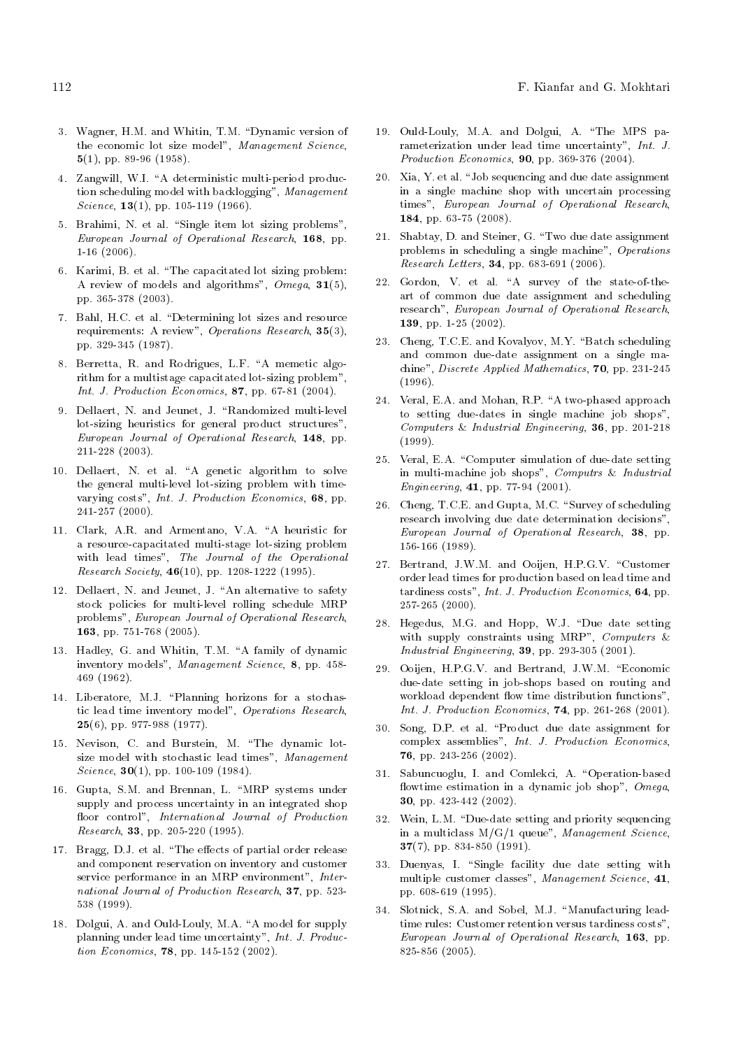3. Wagner, H.M. and Whitin, T.M. "Dynamic version of the economic lot size model", *Management Science*, **5**(1), pp. 89-96 (1958).

4. Zangwill, W.I. "A deterministic multi-period production scheduling model with backlogging", *Management Science*, **13**(1), pp. 105-119 (1966).

5. Brahimi, N. et al. "Single item lot sizing problems", *European Journal of Operational Research*, **168**, pp. 1-16 (2006).

6. Karimi, B. et al. "The capacitated lot sizing problem: A review of models and algorithms", *Omega*, **31**(5), pp. 365-378 (2003).

7. Bahl, H.C. et al. "Determining lot sizes and resource requirements: A review", *Operations Research*, **35**(3), pp. 329-345 (1987).

8. Berretta, R. and Rodrigues, L.F. "A memetic algorithm for a multistage capacitated lot-sizing problem", *Int. J. Production Economics*, **87**, pp. 67-81 (2004).

9. Dellaert, N. and Jeunet, J. "Randomized multi-level lot-sizing heuristics for general product structures", *European Journal of Operational Research*, **148**, pp. 211-228 (2003).

10. Dellaert, N. et al. "A genetic algorithm to solve the general multi-level lot-sizing problem with time-varying costs", *Int. J. Production Economics*, **68**, pp. 241-257 (2000).

11. Clark, A.R. and Armentano, V.A. "A heuristic for a resource-capacitated multi-stage lot-sizing problem with lead times", *The Journal of the Operational Research Society*, **46**(10), pp. 1208-1222 (1995).

12. Dellaert, N. and Jeunet, J. "An alternative to safety stock policies for multi-level rolling schedule MRP problems", *European Journal of Operational Research*, **163**, pp. 751-768 (2005).

13. Hadley, G. and Whitin, T.M. "A family of dynamic inventory models", *Management Science*, **8**, pp. 458-469 (1962).

14. Liberatore, M.J. "Planning horizons for a stochastic lead time inventory model", *Operations Research*, **25**(6), pp. 977-988 (1977).

15. Nevison, C. and Burstein, M. "The dynamic lot-size model with stochastic lead times", *Management Science*, **30**(1), pp. 100-109 (1984).

16. Gupta, S.M. and Brennan, L. "MRP systems under supply and process uncertainty in an integrated shop floor control", *International Journal of Production Research*, **33**, pp. 205-220 (1995).

17. Bragg, D.J. et al. "The effects of partial order release and component reservation on inventory and customer service performance in an MRP environment", *International Journal of Production Research*, **37**, pp. 523-538 (1999).

18. Dolgui, A. and Ould-Louly, M.A. "A model for supply planning under lead time uncertainty", *Int. J. Production Economics*, **78**, pp. 145-152 (2002).

19. Ould-Louly, M.A. and Dolgui, A. "The MPS parameterization under lead time uncertainty", *Int. J. Production Economics*, **90**, pp. 369-376 (2004).

20. Xia, Y. et al. "Job sequencing and due date assignment in a single machine shop with uncertain processing times", *European Journal of Operational Research*, **184**, pp. 63-75 (2008).

21. Shabtay, D. and Steiner, G. "Two due date assignment problems in scheduling a single machine", *Operations Research Letters*, **34**, pp. 683-691 (2006).

22. Gordon, V. et al. "A survey of the state-of-the-art of common due date assignment and scheduling research", *European Journal of Operational Research*, **139**, pp. 1-25 (2002).

23. Cheng, T.C.E. and Kovalyov, M.Y. "Batch scheduling and common due-date assignment on a single machine", *Discrete Applied Mathematics*, **70**, pp. 231-245 (1996).

24. Veral, E.A. and Mohan, R.P. "A two-phased approach to setting due-dates in single machine job shops", *Computers & Industrial Engineering*, **36**, pp. 201-218 (1999).

25. Veral, E.A. "Computer simulation of due-date setting in multi-machine job shops", *Computrs & Industrial Engineering*, **41**, pp. 77-94 (2001).

26. Cheng, T.C.E. and Gupta, M.C. "Survey of scheduling research involving due date determination decisions", *European Journal of Operational Research*, **38**, pp. 156-166 (1989).

27. Bertrand, J.W.M. and Ooijen, H.P.G.V. "Customer order lead times for production based on lead time and tardiness costs", *Int. J. Production Economics*, **64**, pp. 257-265 (2000).

28. Hegedus, M.G. and Hopp, W.J. "Due date setting with supply constraints using MRP", *Computers & Industrial Engineering*, **39**, pp. 293-305 (2001).

29. Ooijen, H.P.G.V. and Bertrand, J.W.M. "Economic due-date setting in job-shops based on routing and workload dependent flow time distribution functions", *Int. J. Production Economics*, **74**, pp. 261-268 (2001).

30. Song, D.P. et al. "Product due date assignment for complex assemblies", *Int. J. Production Economics*, **76**, pp. 243-256 (2002).

31. Sabuncuoglu, I. and Comlekci, A. "Operation-based flowtime estimation in a dynamic job shop", *Omega*, **30**, pp. 423-442 (2002).

32. Wein, L.M. "Due-date setting and priority sequencing in a multiclass M/G/1 queue", *Management Science*, **37**(7), pp. 834-850 (1991).

33. Duenyas, I. "Single facility due date setting with multiple customer classes", *Management Science*, **41**, pp. 608-619 (1995).

34. Slotnick, S.A. and Sobel, M.J. "Manufacturing lead-time rules: Customer retention versus tardiness costs", *European Journal of Operational Research*, **163**, pp. 825-856 (2005).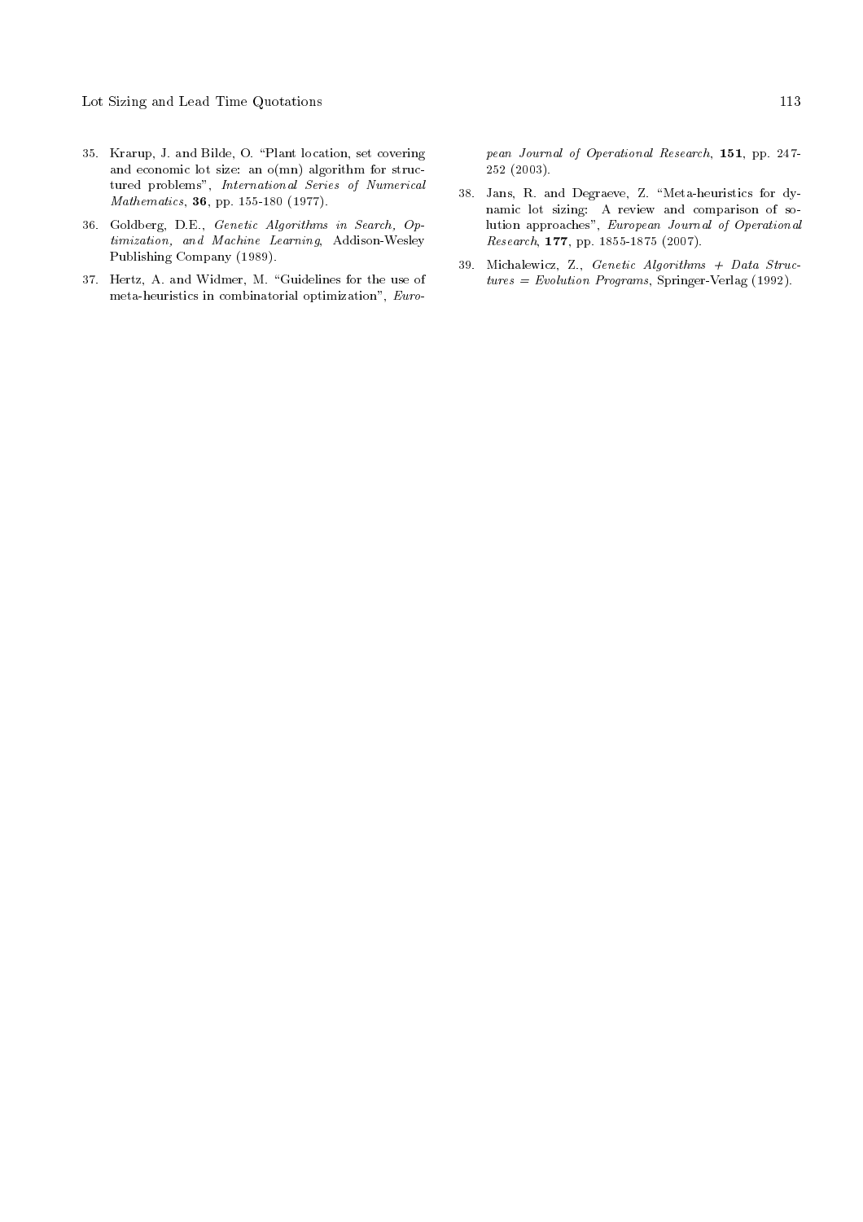35. Krarup, J. and Bilde, O. "Plant location, set covering and economic lot size: an o(mn) algorithm for structured problems", *International Series of Numerical Mathematics*, **36**, pp. 155-180 (1977).

36. Goldberg, D.E., *Genetic Algorithms in Search, Optimization, and Machine Learning*, Addison-Wesley Publishing Company (1989).

37. Hertz, A. and Widmer, M. "Guidelines for the use of meta-heuristics in combinatorial optimization", *European Journal of Operational Research*, **151**, pp. 247-252 (2003).

38. Jans, R. and Degraeve, Z. "Meta-heuristics for dynamic lot sizing: A review and comparison of solution approaches", *European Journal of Operational Research*, **177**, pp. 1855-1875 (2007).

39. Michalewicz, Z., *Genetic Algorithms + Data Structures = Evolution Programs*, Springer-Verlag (1992).